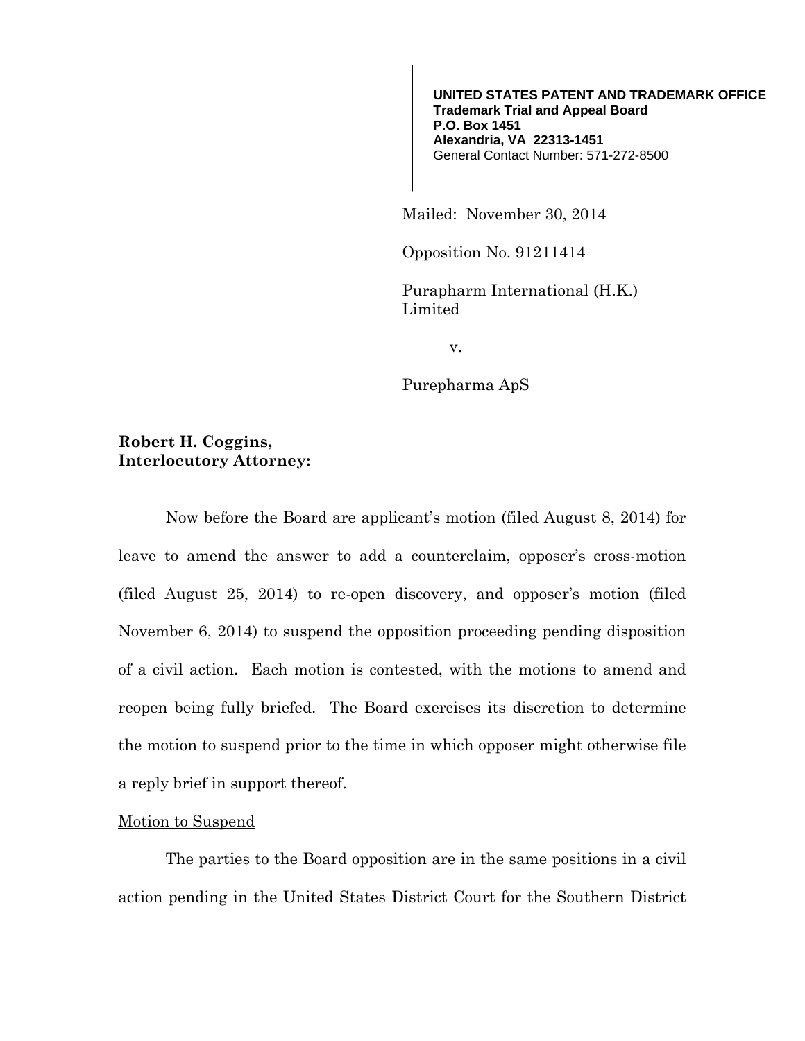**UNITED STATES PATENT AND TRADEMARK OFFICE**
**Trademark Trial and Appeal Board**
**P.O. Box 1451**
**Alexandria, VA 22313-1451**
General Contact Number: 571-272-8500

Mailed: November 30, 2014

Opposition No. 91211414

Purapharm International (H.K.) Limited

v.

Purepharma ApS

**Robert H. Coggins,**
**Interlocutory Attorney:**

Now before the Board are applicant's motion (filed August 8, 2014) for leave to amend the answer to add a counterclaim, opposer's cross-motion (filed August 25, 2014) to re-open discovery, and opposer's motion (filed November 6, 2014) to suspend the opposition proceeding pending disposition of a civil action. Each motion is contested, with the motions to amend and reopen being fully briefed. The Board exercises its discretion to determine the motion to suspend prior to the time in which opposer might otherwise file a reply brief in support thereof.

<u>Motion to Suspend</u>

The parties to the Board opposition are in the same positions in a civil action pending in the United States District Court for the Southern District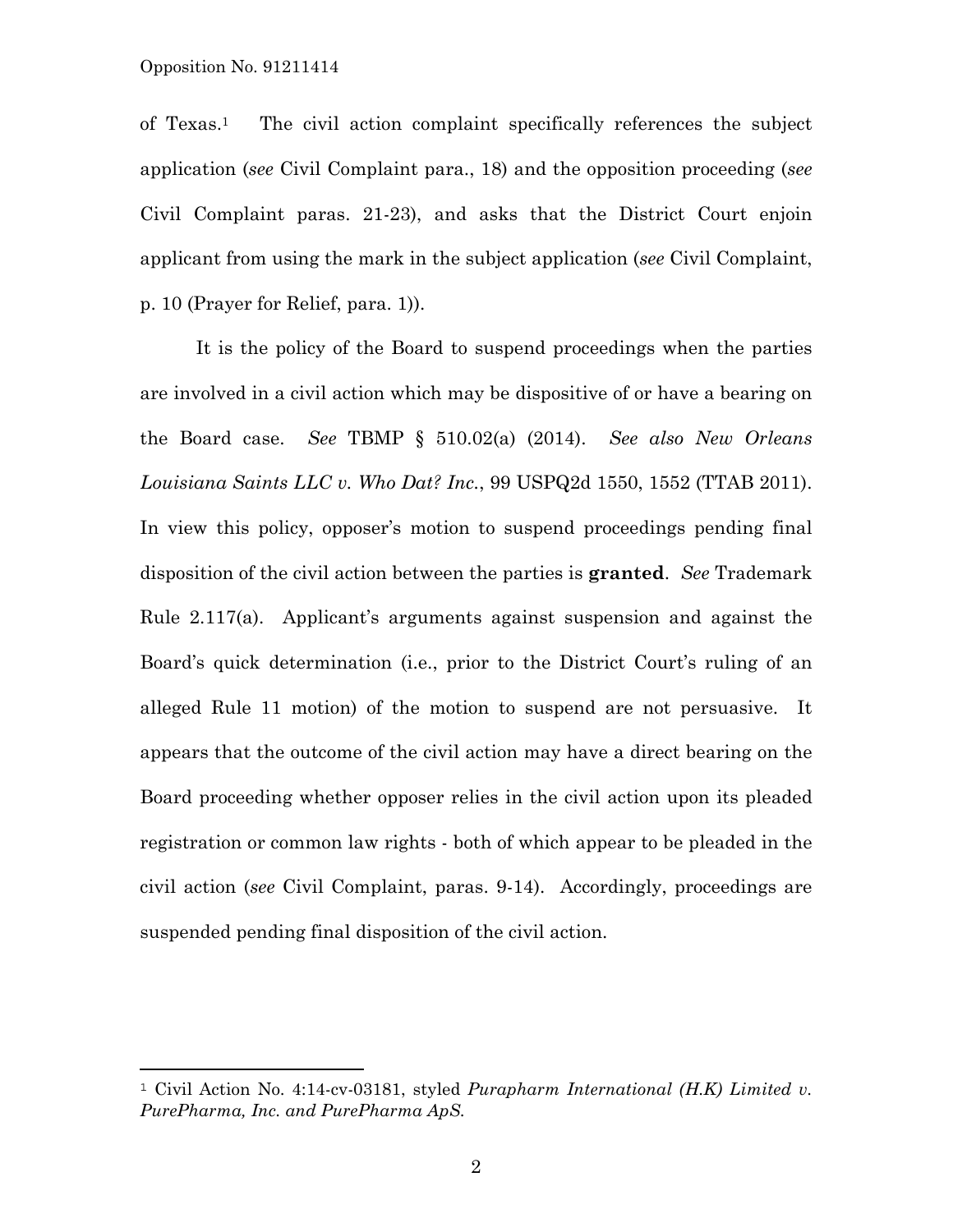of Texas.[1] The civil action complaint specifically references the subject application (*see* Civil Complaint para., 18) and the opposition proceeding (*see* Civil Complaint paras. 21-23), and asks that the District Court enjoin applicant from using the mark in the subject application (*see* Civil Complaint, p. 10 (Prayer for Relief, para. 1)).

It is the policy of the Board to suspend proceedings when the parties are involved in a civil action which may be dispositive of or have a bearing on the Board case. *See* TBMP § 510.02(a) (2014). *See also New Orleans Louisiana Saints LLC v. Who Dat? Inc.*, 99 USPQ2d 1550, 1552 (TTAB 2011). In view this policy, opposer's motion to suspend proceedings pending final disposition of the civil action between the parties is **granted**. *See* Trademark Rule 2.117(a). Applicant's arguments against suspension and against the Board's quick determination (i.e., prior to the District Court's ruling of an alleged Rule 11 motion) of the motion to suspend are not persuasive. It appears that the outcome of the civil action may have a direct bearing on the Board proceeding whether opposer relies in the civil action upon its pleaded registration or common law rights - both of which appear to be pleaded in the civil action (*see* Civil Complaint, paras. 9-14). Accordingly, proceedings are suspended pending final disposition of the civil action.

---

[1] Civil Action No. 4:14-cv-03181, styled *Purapharm International (H.K) Limited v. PurePharma, Inc. and PurePharma ApS.*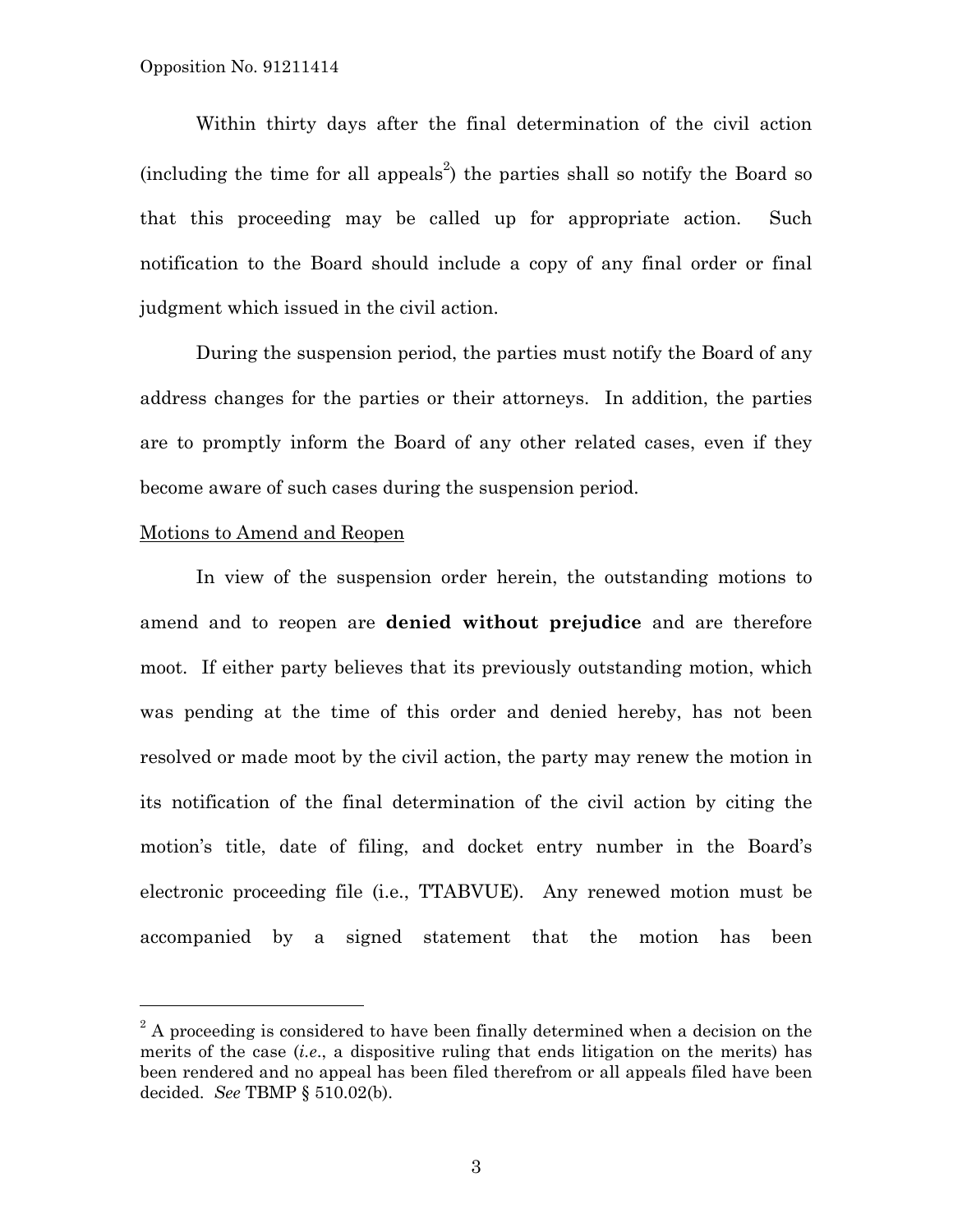Within thirty days after the final determination of the civil action (including the time for all appeals[2]) the parties shall so notify the Board so that this proceeding may be called up for appropriate action. Such notification to the Board should include a copy of any final order or final judgment which issued in the civil action.

During the suspension period, the parties must notify the Board of any address changes for the parties or their attorneys. In addition, the parties are to promptly inform the Board of any other related cases, even if they become aware of such cases during the suspension period.

Motions to Amend and Reopen

In view of the suspension order herein, the outstanding motions to amend and to reopen are **denied without prejudice** and are therefore moot. If either party believes that its previously outstanding motion, which was pending at the time of this order and denied hereby, has not been resolved or made moot by the civil action, the party may renew the motion in its notification of the final determination of the civil action by citing the motion's title, date of filing, and docket entry number in the Board's electronic proceeding file (i.e., TTABVUE). Any renewed motion must be accompanied by a signed statement that the motion has been

---

[2] A proceeding is considered to have been finally determined when a decision on the merits of the case (*i.e.*, a dispositive ruling that ends litigation on the merits) has been rendered and no appeal has been filed therefrom or all appeals filed have been decided. *See* TBMP § 510.02(b).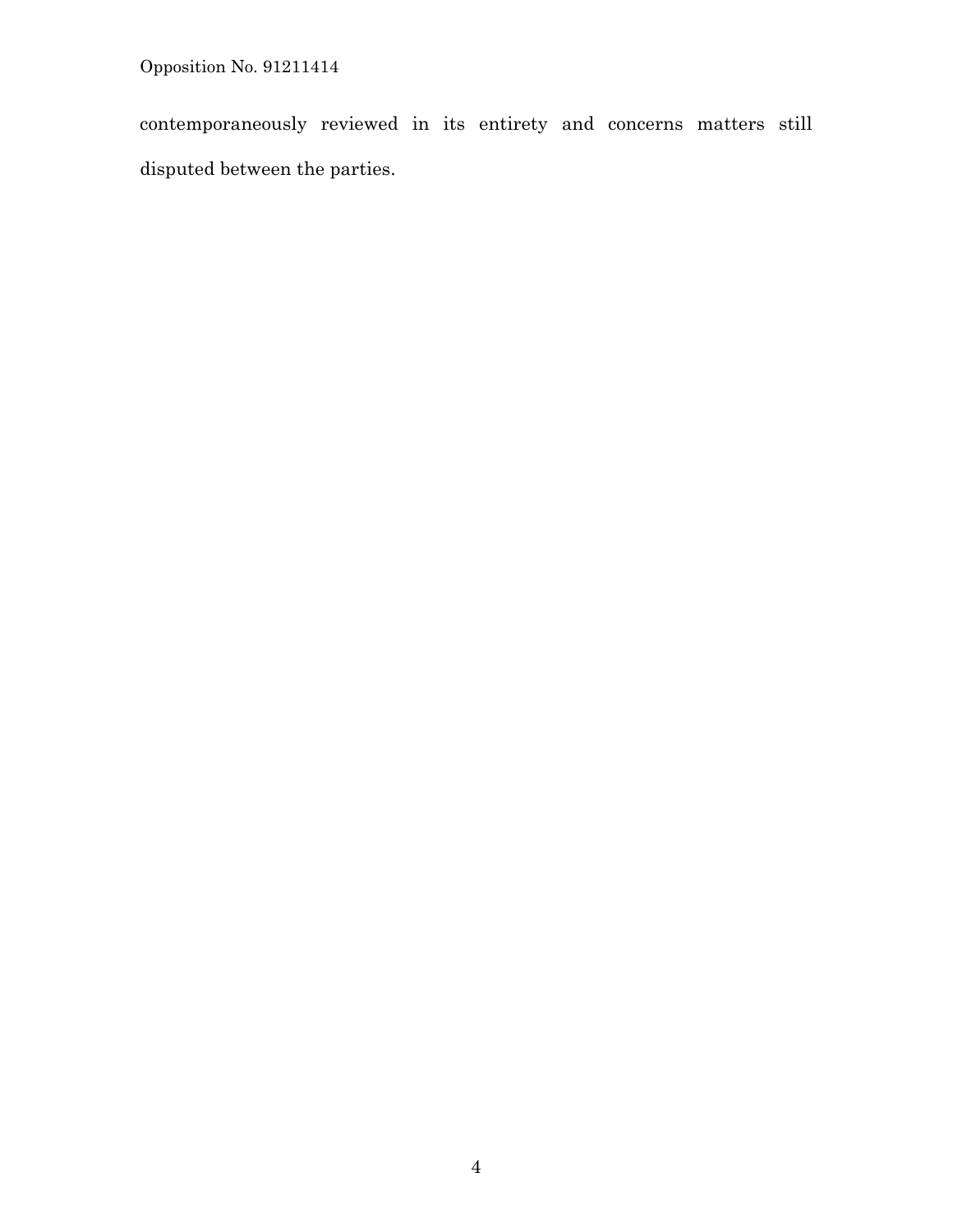contemporaneously reviewed in its entirety and concerns matters still disputed between the parties.